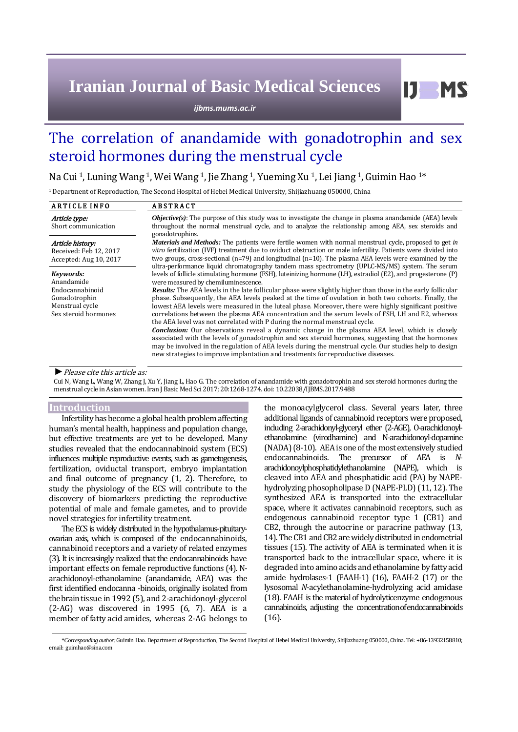# The correlation of anandamide with gonadotrophin and sex steroid hormones during the menstrual cycle

Na Cui [1], Luning Wang [1], Wei Wang [1], Jie Zhang [1], Yueming Xu [1], Lei Jiang [1], Guimin Hao [1]*

[1] Department of Reproduction, The Second Hospital of Hebei Medical University, Shijiazhuang 050000, China

**ARTICLE INFO**

*Article type:*
Short communication

*Article history:*
Received: Feb 12, 2017
Accepted: Aug 10, 2017

*Keywords:*
Anandamide
Endocannabinoid
Gonadotrophin
Menstrual cycle
Sex steroid hormones

**ABSTRACT**

***Objective(s)***: The purpose of this study was to investigate the change in plasma anandamide (AEA) levels throughout the normal menstrual cycle, and to analyze the relationship among AEA, sex steroids and gonadotrophins.

***Materials and Methods:*** The patients were fertile women with normal menstrual cycle, proposed to get *in vitro* fertilization (IVF) treatment due to oviduct obstruction or male infertility. Patients were divided into two groups, cross-sectional (n=79) and longitudinal (n=10). The plasma AEA levels were examined by the ultra-performance liquid chromatography tandem mass spectrometry (UPLC-MS/MS) system. The serum levels of follicle stimulating hormone (FSH), luteinizing hormone (LH), estradiol (E2), and progesterone (P) were measured by chemiluminescence.

***Results:*** The AEA levels in the late follicular phase were slightly higher than those in the early follicular phase. Subsequently, the AEA levels peaked at the time of ovulation in both two cohorts. Finally, the lowest AEA levels were measured in the luteal phase. Moreover, there were highly significant positive correlations between the plasma AEA concentration and the serum levels of FSH, LH and E2, whereas the AEA level was not correlated with P during the normal menstrual cycle.

***Conclusion:*** Our observations reveal a dynamic change in the plasma AEA level, which is closely associated with the levels of gonadotrophin and sex steroid hormones, suggesting that the hormones may be involved in the regulation of AEA levels during the menstrual cycle. Our studies help to design new strategies to improve implantation and treatments for reproductive diseases.

► *Please cite this article as:*

Cui N, Wang L, Wang W, Zhang J, Xu Y, Jiang L, Hao G. The correlation of anandamide with gonadotrophin and sex steroid hormones during the menstrual cycle in Asian women. Iran J Basic Med Sci 2017; 20:1268-1274. doi: 10.22038/IJBMS.2017.9488

## Introduction

Infertility has become a global health problem affecting human's mental health, happiness and population change, but effective treatments are yet to be developed. Many studies revealed that the endocannabinoid system (ECS) influences multiple reproductive events, such as gametogenesis, fertilization, oviductal transport, embryo implantation and final outcome of pregnancy (1, 2). Therefore, to study the physiology of the ECS will contribute to the discovery of biomarkers predicting the reproductive potential of male and female gametes, and to provide novel strategies for infertility treatment.

The ECS is widely distributed in the hypothalamus-pituitary-ovarian axis, which is composed of the endocannabinoids, cannabinoid receptors and a variety of related enzymes (3). It is increasingly realized that the endocannabinoids have important effects on female reproductive functions (4). N-arachidonoyl-ethanolamine (anandamide, AEA) was the first identified endocanna -binoids, originally isolated from the brain tissue in 1992 (5), and 2-arachidonoyl-glycerol (2-AG) was discovered in 1995 (6, 7). AEA is a member of fatty acid amides, whereas 2-AG belongs to the monoacylglycerol class. Several years later, three additional ligands of cannabinoid receptors were proposed, including 2-arachidonyl-glyceryl ether (2-AGE), O-arachidonoyl-ethanolamine (virodhamine) and N-arachidonoyl-dopamine (NADA) (8-10). AEA is one of the most extensively studied endocannabinoids. The precursor of AEA is *N*-arachidonoylphosphatidylethanolamine (NAPE), which is cleaved into AEA and phosphatidic acid (PA) by NAPE-hydrolyzing phosopholipase D (NAPE-PLD) (11, 12). The synthesized AEA is transported into the extracellular space, where it activates cannabinoid receptors, such as endogenous cannabinoid receptor type 1 (CB1) and CB2, through the autocrine or paracrine pathway (13, 14). The CB1 and CB2 are widely distributed in endometrial tissues (15). The activity of AEA is terminated when it is transported back to the intracellular space, where it is degraded into amino acids and ethanolamine by fatty acid amide hydrolases-1 (FAAH-1) (16), FAAH-2 (17) or the lysosomal *N*-acylethanolamine-hydrolyzing acid amidase (18). FAAH is the material of hydrolyticenzyme endogenous cannabinoids, adjusting the concentrationofendocannabinoids (16).

*\*Corresponding author:* Guimin Hao. Department of Reproduction, The Second Hospital of Hebei Medical University, Shijiazhuang 050000, China. Tel: +86-13932158810; email: guimhao@sina.com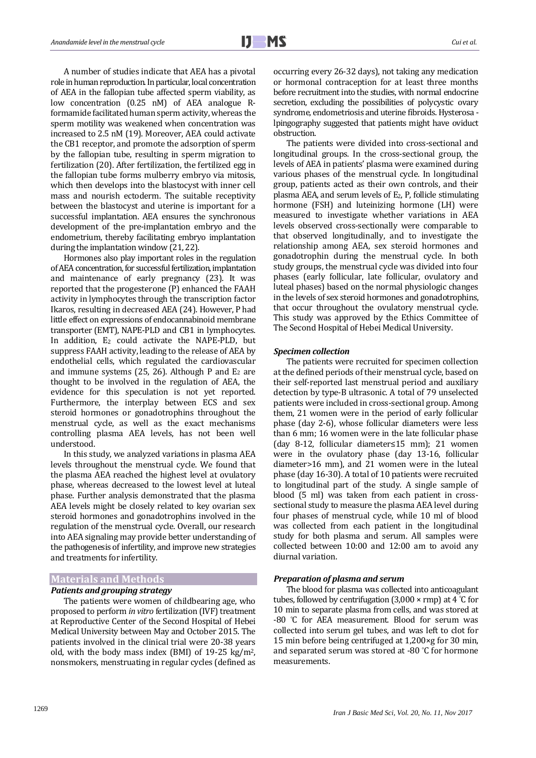A number of studies indicate that AEA has a pivotal role in human reproduction. In particular, local concentration of AEA in the fallopian tube affected sperm viability, as low concentration (0.25 nM) of AEA analogue R-formamide facilitated human sperm activity, whereas the sperm motility was weakened when concentration was increased to 2.5 nM (19). Moreover, AEA could activate the CB1 receptor, and promote the adsorption of sperm by the fallopian tube, resulting in sperm migration to fertilization (20). After fertilization, the fertilized egg in the fallopian tube forms mulberry embryo via mitosis, which then develops into the blastocyst with inner cell mass and nourish ectoderm. The suitable receptivity between the blastocyst and uterine is important for a successful implantation. AEA ensures the synchronous development of the pre-implantation embryo and the endometrium, thereby facilitating embryo implantation during the implantation window (21, 22).

Hormones also play important roles in the regulation of AEA concentration, for successful fertilization, implantation and maintenance of early pregnancy (23). It was reported that the progesterone (P) enhanced the FAAH activity in lymphocytes through the transcription factor Ikaros, resulting in decreased AEA (24). However, P had little effect on expressions of endocannabinoid membrane transporter (EMT), NAPE-PLD and CB1 in lymphocytes. In addition, $E_2$ could activate the NAPE-PLD, but suppress FAAH activity, leading to the release of AEA by endothelial cells, which regulated the cardiovascular and immune systems (25, 26). Although P and $E_2$ are thought to be involved in the regulation of AEA, the evidence for this speculation is not yet reported. Furthermore, the interplay between ECS and sex steroid hormones or gonadotrophins throughout the menstrual cycle, as well as the exact mechanisms controlling plasma AEA levels, has not been well understood.

In this study, we analyzed variations in plasma AEA levels throughout the menstrual cycle. We found that the plasma AEA reached the highest level at ovulatory phase, whereas decreased to the lowest level at luteal phase. Further analysis demonstrated that the plasma AEA levels might be closely related to key ovarian sex steroid hormones and gonadotrophins involved in the regulation of the menstrual cycle. Overall, our research into AEA signaling may provide better understanding of the pathogenesis of infertility, and improve new strategies and treatments for infertility.

## Materials and Methods

### *Patients and grouping strategy*

The patients were women of childbearing age, who proposed to perform *in vitro* fertilization (IVF) treatment at Reproductive Center of the Second Hospital of Hebei Medical University between May and October 2015. The patients involved in the clinical trial were 20-38 years old, with the body mass index (BMI) of 19-25 kg/m$^2$, nonsmokers, menstruating in regular cycles (defined as occurring every 26-32 days), not taking any medication or hormonal contraception for at least three months before recruitment into the studies, with normal endocrine secretion, excluding the possibilities of polycystic ovary syndrome, endometriosis and uterine fibroids. Hysterosa - lpingography suggested that patients might have oviduct obstruction.

The patients were divided into cross-sectional and longitudinal groups. In the cross-sectional group, the levels of AEA in patients' plasma were examined during various phases of the menstrual cycle. In longitudinal group, patients acted as their own controls, and their plasma AEA, and serum levels of $E_2$, P, follicle stimulating hormone (FSH) and luteinizing hormone (LH) were measured to investigate whether variations in AEA levels observed cross-sectionally were comparable to that observed longitudinally, and to investigate the relationship among AEA, sex steroid hormones and gonadotrophin during the menstrual cycle. In both study groups, the menstrual cycle was divided into four phases (early follicular, late follicular, ovulatory and luteal phases) based on the normal physiologic changes in the levels of sex steroid hormones and gonadotrophins, that occur throughout the ovulatory menstrual cycle. This study was approved by the Ethics Committee of The Second Hospital of Hebei Medical University.

### *Specimen collection*

The patients were recruited for specimen collection at the defined periods of their menstrual cycle, based on their self-reported last menstrual period and auxiliary detection by type-B ultrasonic. A total of 79 unselected patients were included in cross-sectional group. Among them, 21 women were in the period of early follicular phase (day 2-6), whose follicular diameters were less than 6 mm; 16 women were in the late follicular phase (day 8-12, follicular diameter≤15 mm); 21 women were in the ovulatory phase (day 13-16, follicular diameter>16 mm), and 21 women were in the luteal phase (day 16-30). A total of 10 patients were recruited to longitudinal part of the study. A single sample of blood (5 ml) was taken from each patient in cross-sectional study to measure the plasma AEA level during four phases of menstrual cycle, while 10 ml of blood was collected from each patient in the longitudinal study for both plasma and serum. All samples were collected between 10:00 and 12:00 am to avoid any diurnal variation.

### *Preparation of plasma and serum*

The blood for plasma was collected into anticoagulant tubes, followed by centrifugation (3,000 × rmp) at 4 ℃ for 10 min to separate plasma from cells, and was stored at -80 ℃ for AEA measurement. Blood for serum was collected into serum gel tubes, and was left to clot for 15 min before being centrifuged at 1,200×g for 30 min, and separated serum was stored at -80 ℃ for hormone measurements.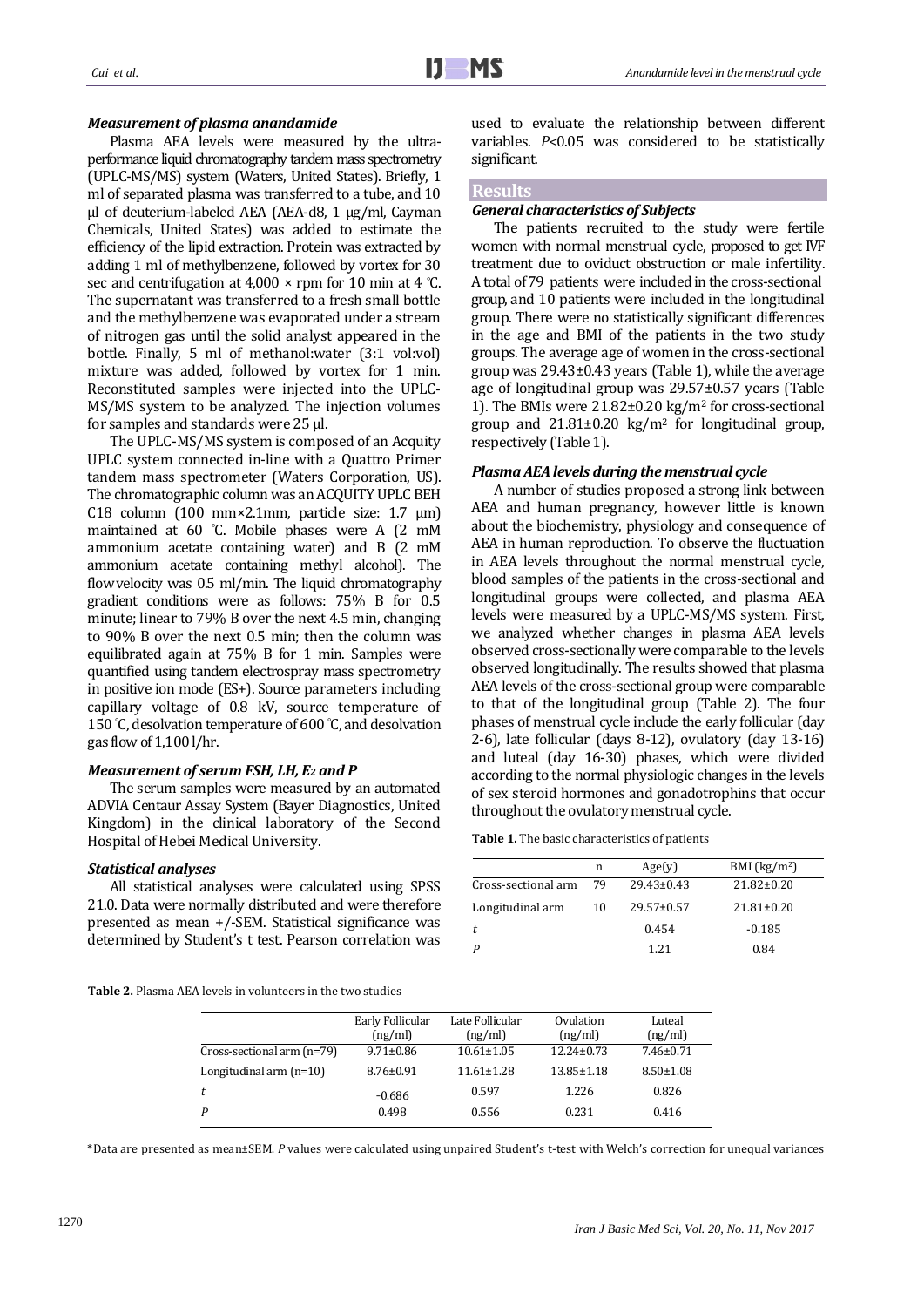### *Measurement of plasma anandamide*

Plasma AEA levels were measured by the ultra-performance liquid chromatography tandem mass spectrometry (UPLC-MS/MS) system (Waters, United States). Briefly, 1 ml of separated plasma was transferred to a tube, and 10 μl of deuterium-labeled AEA (AEA-d8, 1 μg/ml, Cayman Chemicals, United States) was added to estimate the efficiency of the lipid extraction. Protein was extracted by adding 1 ml of methylbenzene, followed by vortex for 30 sec and centrifugation at 4,000 × rpm for 10 min at 4 ℃. The supernatant was transferred to a fresh small bottle and the methylbenzene was evaporated under a stream of nitrogen gas until the solid analyst appeared in the bottle. Finally, 5 ml of methanol:water (3:1 vol:vol) mixture was added, followed by vortex for 1 min. Reconstituted samples were injected into the UPLC-MS/MS system to be analyzed. The injection volumes for samples and standards were 25 μl.

The UPLC-MS/MS system is composed of an Acquity UPLC system connected in-line with a Quattro Primer tandem mass spectrometer (Waters Corporation, US). The chromatographic column was an ACQUITY UPLC BEH C18 column (100 mm×2.1mm, particle size: 1.7 μm) maintained at 60 ℃. Mobile phases were A (2 mM ammonium acetate containing water) and B (2 mM ammonium acetate containing methyl alcohol). The flow velocity was 0.5 ml/min. The liquid chromatography gradient conditions were as follows: 75% B for 0.5 minute; linear to 79% B over the next 4.5 min, changing to 90% B over the next 0.5 min; then the column was equilibrated again at 75% B for 1 min. Samples were quantified using tandem electrospray mass spectrometry in positive ion mode (ES+). Source parameters including capillary voltage of 0.8 kV, source temperature of 150 ℃, desolvation temperature of 600 ℃, and desolvation gas flow of 1,100 l/hr.

### *Measurement of serum FSH, LH, $E_2$ and P*

The serum samples were measured by an automated ADVIA Centaur Assay System (Bayer Diagnostics, United Kingdom) in the clinical laboratory of the Second Hospital of Hebei Medical University.

### *Statistical analyses*

All statistical analyses were calculated using SPSS 21.0. Data were normally distributed and were therefore presented as mean +/-SEM. Statistical significance was determined by Student's t test. Pearson correlation was used to evaluate the relationship between different variables. $P<0.05$ was considered to be statistically significant.

## Results

### *General characteristics of Subjects*

The patients recruited to the study were fertile women with normal menstrual cycle, proposed to get IVF treatment due to oviduct obstruction or male infertility. A total of 79 patients were included in the cross-sectional group, and 10 patients were included in the longitudinal group. There were no statistically significant differences in the age and BMI of the patients in the two study groups. The average age of women in the cross-sectional group was 29.43±0.43 years (Table 1), while the average age of longitudinal group was 29.57±0.57 years (Table 1). The BMIs were 21.82±0.20 kg/m$^2$ for cross-sectional group and 21.81±0.20 kg/m$^2$ for longitudinal group, respectively (Table 1).

### *Plasma AEA levels during the menstrual cycle*

A number of studies proposed a strong link between AEA and human pregnancy, however little is known about the biochemistry, physiology and consequence of AEA in human reproduction. To observe the fluctuation in AEA levels throughout the normal menstrual cycle, blood samples of the patients in the cross-sectional and longitudinal groups were collected, and plasma AEA levels were measured by a UPLC-MS/MS system. First, we analyzed whether changes in plasma AEA levels observed cross-sectionally were comparable to the levels observed longitudinally. The results showed that plasma AEA levels of the cross-sectional group were comparable to that of the longitudinal group (Table 2). The four phases of menstrual cycle include the early follicular (day 2-6), late follicular (days 8-12), ovulatory (day 13-16) and luteal (day 16-30) phases, which were divided according to the normal physiologic changes in the levels of sex steroid hormones and gonadotrophins that occur throughout the ovulatory menstrual cycle.

**Table 1.** The basic characteristics of patients

| | n | Age(y) | BMI (kg/m$^2$) |
|---|---|---|---|
| Cross-sectional arm | 79 | 29.43±0.43 | 21.82±0.20 |
| Longitudinal arm | 10 | 29.57±0.57 | 21.81±0.20 |
| *t* | | 0.454 | -0.185 |
| *P* | | 1.21 | 0.84 |

**Table 2.** Plasma AEA levels in volunteers in the two studies

| | Early Follicular (ng/ml) | Late Follicular (ng/ml) | Ovulation (ng/ml) | Luteal (ng/ml) |
|---|---|---|---|---|
| Cross-sectional arm (n=79) | 9.71±0.86 | 10.61±1.05 | 12.24±0.73 | 7.46±0.71 |
| Longitudinal arm (n=10) | 8.76±0.91 | 11.61±1.28 | 13.85±1.18 | 8.50±1.08 |
| *t* | -0.686 | 0.597 | 1.226 | 0.826 |
| *P* | 0.498 | 0.556 | 0.231 | 0.416 |

*Data are presented as mean±SEM. *P* values were calculated using unpaired Student's t-test with Welch's correction for unequal variances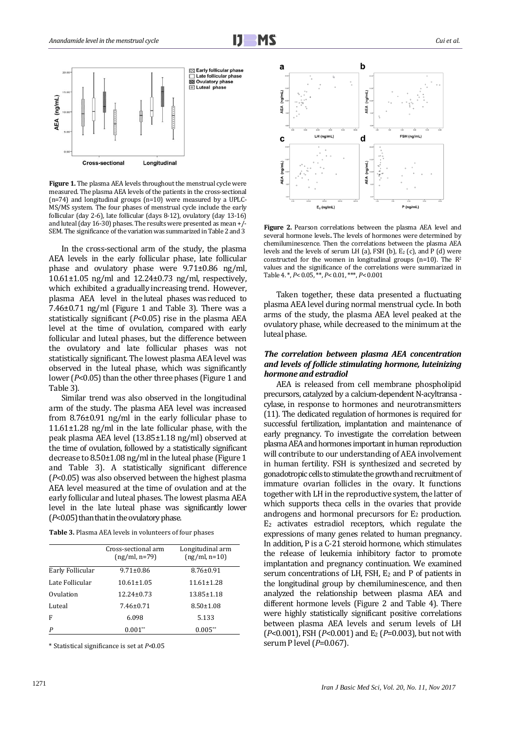**Figure 1.** The plasma AEA levels throughout the menstrual cycle were measured. The plasma AEA levels of the patients in the cross-sectional (n=74) and longitudinal groups (n=10) were measured by a UPLC-MS/MS system. The four phases of menstrual cycle include the early follicular (day 2-6), late follicular (days 8-12), ovulatory (day 13-16) and luteal (day 16-30) phases. The results were presented as mean +/- SEM. The significance of the variation was summarized in Table 2 and 3

In the cross-sectional arm of the study, the plasma AEA levels in the early follicular phase, late follicular phase and ovulatory phase were 9.71±0.86 ng/ml, 10.61±1.05 ng/ml and 12.24±0.73 ng/ml, respectively, which exhibited a gradually increasing trend. However, plasma AEA level in the luteal phases was reduced to 7.46±0.71 ng/ml (Figure 1 and Table 3). There was a statistically significant ($P<0.05$) rise in the plasma AEA level at the time of ovulation, compared with early follicular and luteal phases, but the difference between the ovulatory and late follicular phases was not statistically significant. The lowest plasma AEA level was observed in the luteal phase, which was significantly lower ($P<0.05$) than the other three phases (Figure 1 and Table 3).

Similar trend was also observed in the longitudinal arm of the study. The plasma AEA level was increased from 8.76±0.91 ng/ml in the early follicular phase to 11.61±1.28 ng/ml in the late follicular phase, with the peak plasma AEA level (13.85±1.18 ng/ml) observed at the time of ovulation, followed by a statistically significant decrease to 8.50±1.08 ng/ml in the luteal phase (Figure 1 and Table 3). A statistically significant difference ($P<0.05$) was also observed between the highest plasma AEA level measured at the time of ovulation and at the early follicular and luteal phases. The lowest plasma AEA level in the late luteal phase was significantly lower ($P<0.05$) than that in the ovulatory phase.

**Table 3.** Plasma AEA levels in volunteers of four phases

| | Cross-sectional arm (ng/ml, n=79) | Longitudinal arm (ng/ml, n=10) |
|---|---|---|
| Early Follicular | 9.71±0.86 | 8.76±0.91 |
| Late Follicular | 10.61±1.05 | 11.61±1.28 |
| Ovulation | 12.24±0.73 | 13.85±1.18 |
| Luteal | 7.46±0.71 | 8.50±1.08 |
| F | 6.098 | 5.133 |
| *P* | 0.001** | 0.005** |

\* Statistical significance is set at $P<0.05$

**Figure 2.** Pearson correlations between the plasma AEA level and several hormone levels. The levels of hormones were determined by chemiluminescence. Then the correlations between the plasma AEA levels and the levels of serum LH (a), FSH (b), $E_2$ (c), and P (d) were constructed for the women in longitudinal groups (n=10). The $R^2$ values and the significance of the correlations were summarized in Table 4. *, $P<0.05$, **, $P<0.01$, ***, $P<0.001$

Taken together, these data presented a fluctuating plasma AEA level during normal menstrual cycle. In both arms of the study, the plasma AEA level peaked at the ovulatory phase, while decreased to the minimum at the luteal phase.

### *The correlation between plasma AEA concentration and levels of follicle stimulating hormone, luteinizing hormone and estradiol*

AEA is released from cell membrane phospholipid precursors, catalyzed by a calcium-dependent N-acyltransa - cylase, in response to hormones and neurotransmitters (11). The dedicated regulation of hormones is required for successful fertilization, implantation and maintenance of early pregnancy. To investigate the correlation between plasma AEA and hormones important in human reproduction will contribute to our understanding of AEA involvement in human fertility. FSH is synthesized and secreted by gonadotropic cells to stimulate the growth and recruitment of immature ovarian follicles in the ovary. It functions together with LH in the reproductive system, the latter of which supports theca cells in the ovaries that provide androgens and hormonal precursors for $E_2$ production. $E_2$ activates estradiol receptors, which regulate the expressions of many genes related to human pregnancy. In addition, P is a C-21 steroid hormone, which stimulates the release of leukemia inhibitory factor to promote implantation and pregnancy continuation. We examined serum concentrations of LH, FSH, $E_2$ and P of patients in the longitudinal group by chemiluminescence, and then analyzed the relationship between plasma AEA and different hormone levels (Figure 2 and Table 4). There were highly statistically significant positive correlations between plasma AEA levels and serum levels of LH ($P<0.001$), FSH ($P<0.001$) and $E_2$ ($P=0.003$), but not with serum P level ($P=0.067$).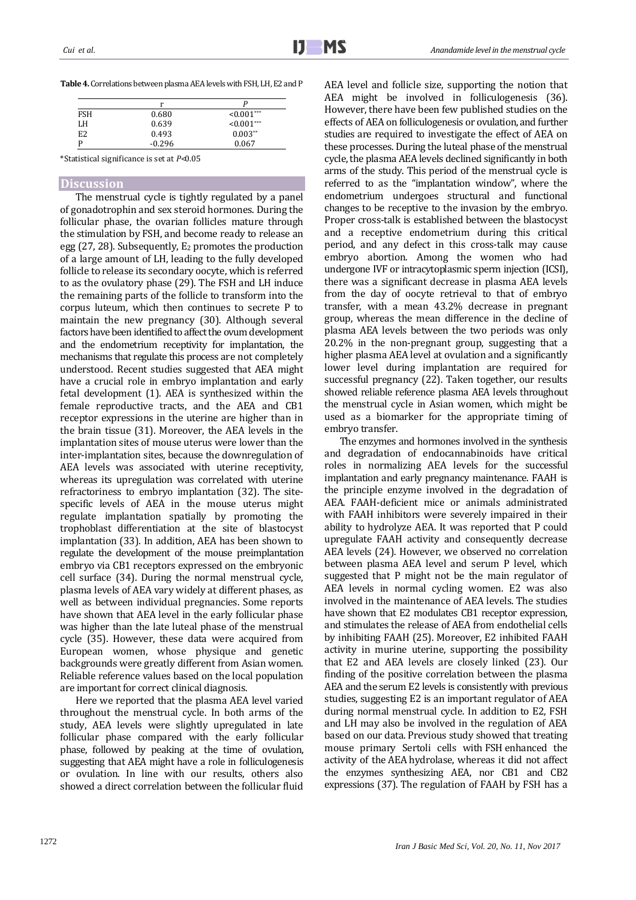**Table 4.** Correlations between plasma AEA levels with FSH, LH, E2 and P

| | r | *P* |
|---|---|---|
| FSH | 0.680 | <0.001*** |
| LH | 0.639 | <0.001*** |
| E2 | 0.493 | 0.003** |
| P | -0.296 | 0.067 |

*Statistical significance is set at $P<0.05$

## Discussion

The menstrual cycle is tightly regulated by a panel of gonadotrophin and sex steroid hormones. During the follicular phase, the ovarian follicles mature through the stimulation by FSH, and become ready to release an egg (27, 28). Subsequently, $E_2$ promotes the production of a large amount of LH, leading to the fully developed follicle to release its secondary oocyte, which is referred to as the ovulatory phase (29). The FSH and LH induce the remaining parts of the follicle to transform into the corpus luteum, which then continues to secrete P to maintain the new pregnancy (30). Although several factors have been identified to affect the ovum development and the endometrium receptivity for implantation, the mechanisms that regulate this process are not completely understood. Recent studies suggested that AEA might have a crucial role in embryo implantation and early fetal development (1). AEA is synthesized within the female reproductive tracts, and the AEA and CB1 receptor expressions in the uterine are higher than in the brain tissue (31). Moreover, the AEA levels in the implantation sites of mouse uterus were lower than the inter-implantation sites, because the downregulation of AEA levels was associated with uterine receptivity, whereas its upregulation was correlated with uterine refractoriness to embryo implantation (32). The site-specific levels of AEA in the mouse uterus might regulate implantation spatially by promoting the trophoblast differentiation at the site of blastocyst implantation (33). In addition, AEA has been shown to regulate the development of the mouse preimplantation embryo via CB1 receptors expressed on the embryonic cell surface (34). During the normal menstrual cycle, plasma levels of AEA vary widely at different phases, as well as between individual pregnancies. Some reports have shown that AEA level in the early follicular phase was higher than the late luteal phase of the menstrual cycle (35). However, these data were acquired from European women, whose physique and genetic backgrounds were greatly different from Asian women. Reliable reference values based on the local population are important for correct clinical diagnosis.

Here we reported that the plasma AEA level varied throughout the menstrual cycle. In both arms of the study, AEA levels were slightly upregulated in late follicular phase compared with the early follicular phase, followed by peaking at the time of ovulation, suggesting that AEA might have a role in folliculogenesis or ovulation. In line with our results, others also showed a direct correlation between the follicular fluid AEA level and follicle size, supporting the notion that AEA might be involved in folliculogenesis (36). However, there have been few published studies on the effects of AEA on folliculogenesis or ovulation, and further studies are required to investigate the effect of AEA on these processes. During the luteal phase of the menstrual cycle, the plasma AEA levels declined significantly in both arms of the study. This period of the menstrual cycle is referred to as the "implantation window", where the endometrium undergoes structural and functional changes to be receptive to the invasion by the embryo. Proper cross-talk is established between the blastocyst and a receptive endometrium during this critical period, and any defect in this cross-talk may cause embryo abortion. Among the women who had undergone IVF or intracytoplasmic sperm injection (ICSI), there was a significant decrease in plasma AEA levels from the day of oocyte retrieval to that of embryo transfer, with a mean 43.2% decrease in pregnant group, whereas the mean difference in the decline of plasma AEA levels between the two periods was only 20.2% in the non-pregnant group, suggesting that a higher plasma AEA level at ovulation and a significantly lower level during implantation are required for successful pregnancy (22). Taken together, our results showed reliable reference plasma AEA levels throughout the menstrual cycle in Asian women, which might be used as a biomarker for the appropriate timing of embryo transfer.

The enzymes and hormones involved in the synthesis and degradation of endocannabinoids have critical roles in normalizing AEA levels for the successful implantation and early pregnancy maintenance. FAAH is the principle enzyme involved in the degradation of AEA. FAAH-deficient mice or animals administrated with FAAH inhibitors were severely impaired in their ability to hydrolyze AEA. It was reported that P could upregulate FAAH activity and consequently decrease AEA levels (24). However, we observed no correlation between plasma AEA level and serum P level, which suggested that P might not be the main regulator of AEA levels in normal cycling women. E2 was also involved in the maintenance of AEA levels. The studies have shown that E2 modulates CB1 receptor expression, and stimulates the release of AEA from endothelial cells by inhibiting FAAH (25). Moreover, E2 inhibited FAAH activity in murine uterine, supporting the possibility that E2 and AEA levels are closely linked (23). Our finding of the positive correlation between the plasma AEA and the serum E2 levels is consistently with previous studies, suggesting E2 is an important regulator of AEA during normal menstrual cycle. In addition to E2, FSH and LH may also be involved in the regulation of AEA based on our data. Previous study showed that treating mouse primary Sertoli cells with FSH enhanced the activity of the AEA hydrolase, whereas it did not affect the enzymes synthesizing AEA, nor CB1 and CB2 expressions (37). The regulation of FAAH by FSH has a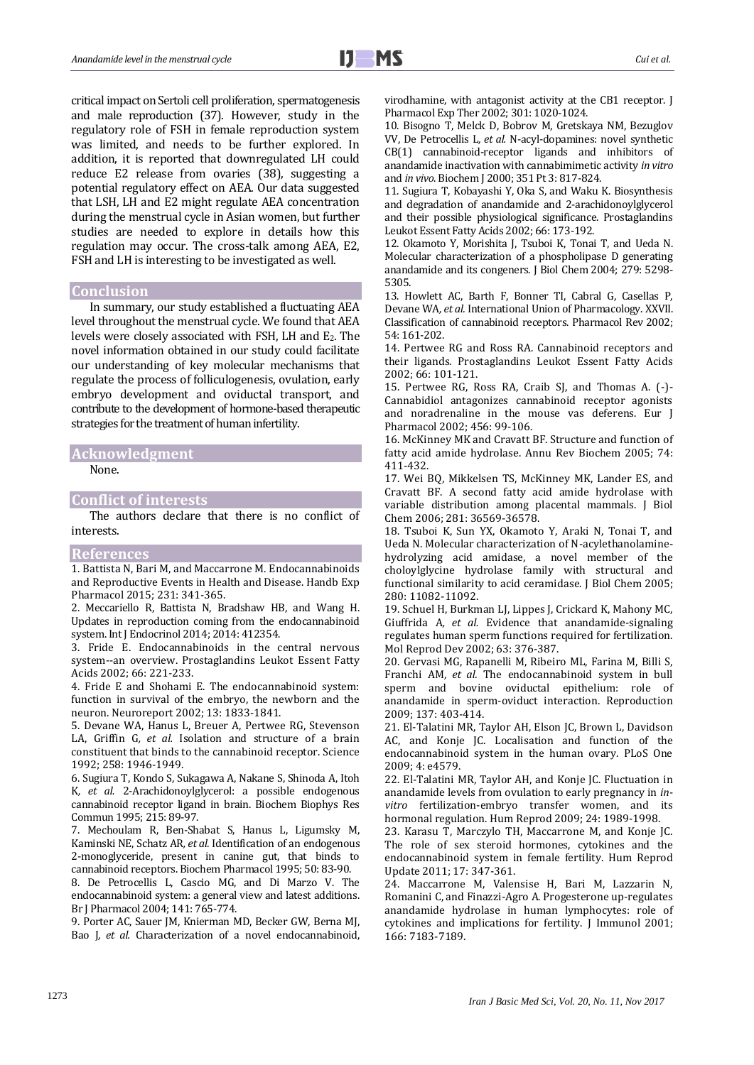critical impact on Sertoli cell proliferation, spermatogenesis and male reproduction (37). However, study in the regulatory role of FSH in female reproduction system was limited, and needs to be further explored. In addition, it is reported that downregulated LH could reduce E2 release from ovaries (38), suggesting a potential regulatory effect on AEA. Our data suggested that LSH, LH and E2 might regulate AEA concentration during the menstrual cycle in Asian women, but further studies are needed to explore in details how this regulation may occur. The cross-talk among AEA, E2, FSH and LH is interesting to be investigated as well.

## Conclusion

In summary, our study established a fluctuating AEA level throughout the menstrual cycle. We found that AEA levels were closely associated with FSH, LH and $E_2$. The novel information obtained in our study could facilitate our understanding of key molecular mechanisms that regulate the process of folliculogenesis, ovulation, early embryo development and oviductal transport, and contribute to the development of hormone-based therapeutic strategies for the treatment of human infertility.

## Acknowledgment

None.

## Conflict of interests

The authors declare that there is no conflict of interests.

## References

1. Battista N, Bari M, and Maccarrone M. Endocannabinoids and Reproductive Events in Health and Disease. Handb Exp Pharmacol 2015; 231: 341-365.
2. Meccariello R, Battista N, Bradshaw HB, and Wang H. Updates in reproduction coming from the endocannabinoid system. Int J Endocrinol 2014; 2014: 412354.
3. Fride E. Endocannabinoids in the central nervous system--an overview. Prostaglandins Leukot Essent Fatty Acids 2002; 66: 221-233.
4. Fride E and Shohami E. The endocannabinoid system: function in survival of the embryo, the newborn and the neuron. Neuroreport 2002; 13: 1833-1841.
5. Devane WA, Hanus L, Breuer A, Pertwee RG, Stevenson LA, Griffin G, *et al.* Isolation and structure of a brain constituent that binds to the cannabinoid receptor. Science 1992; 258: 1946-1949.
6. Sugiura T, Kondo S, Sukagawa A, Nakane S, Shinoda A, Itoh K, *et al.* 2-Arachidonoylglycerol: a possible endogenous cannabinoid receptor ligand in brain. Biochem Biophys Res Commun 1995; 215: 89-97.
7. Mechoulam R, Ben-Shabat S, Hanus L, Ligumsky M, Kaminski NE, Schatz AR, *et al.* Identification of an endogenous 2-monoglyceride, present in canine gut, that binds to cannabinoid receptors. Biochem Pharmacol 1995; 50: 83-90.
8. De Petrocellis L, Cascio MG, and Di Marzo V. The endocannabinoid system: a general view and latest additions. Br J Pharmacol 2004; 141: 765-774.
9. Porter AC, Sauer JM, Knierman MD, Becker GW, Berna MJ, Bao J, *et al.* Characterization of a novel endocannabinoid, virodhamine, with antagonist activity at the CB1 receptor. J Pharmacol Exp Ther 2002; 301: 1020-1024.
10. Bisogno T, Melck D, Bobrov M, Gretskaya NM, Bezuglov VV, De Petrocellis L, *et al.* N-acyl-dopamines: novel synthetic CB(1) cannabinoid-receptor ligands and inhibitors of anandamide inactivation with cannabimimetic activity *in vitro* and *in vivo*. Biochem J 2000; 351 Pt 3: 817-824.
11. Sugiura T, Kobayashi Y, Oka S, and Waku K. Biosynthesis and degradation of anandamide and 2-arachidonoylglycerol and their possible physiological significance. Prostaglandins Leukot Essent Fatty Acids 2002; 66: 173-192.
12. Okamoto Y, Morishita J, Tsuboi K, Tonai T, and Ueda N. Molecular characterization of a phospholipase D generating anandamide and its congeners. J Biol Chem 2004; 279: 5298-5305.
13. Howlett AC, Barth F, Bonner TI, Cabral G, Casellas P, Devane WA, *et al.* International Union of Pharmacology. XXVII. Classification of cannabinoid receptors. Pharmacol Rev 2002; 54: 161-202.
14. Pertwee RG and Ross RA. Cannabinoid receptors and their ligands. Prostaglandins Leukot Essent Fatty Acids 2002; 66: 101-121.
15. Pertwee RG, Ross RA, Craib SJ, and Thomas A. (-)-Cannabidiol antagonizes cannabinoid receptor agonists and noradrenaline in the mouse vas deferens. Eur J Pharmacol 2002; 456: 99-106.
16. McKinney MK and Cravatt BF. Structure and function of fatty acid amide hydrolase. Annu Rev Biochem 2005; 74: 411-432.
17. Wei BQ, Mikkelsen TS, McKinney MK, Lander ES, and Cravatt BF. A second fatty acid amide hydrolase with variable distribution among placental mammals. J Biol Chem 2006; 281: 36569-36578.
18. Tsuboi K, Sun YX, Okamoto Y, Araki N, Tonai T, and Ueda N. Molecular characterization of N-acylethanolamine-hydrolyzing acid amidase, a novel member of the choloylglycine hydrolase family with structural and functional similarity to acid ceramidase. J Biol Chem 2005; 280: 11082-11092.
19. Schuel H, Burkman LJ, Lippes J, Crickard K, Mahony MC, Giuffrida A, *et al.* Evidence that anandamide-signaling regulates human sperm functions required for fertilization. Mol Reprod Dev 2002; 63: 376-387.
20. Gervasi MG, Rapanelli M, Ribeiro ML, Farina M, Billi S, Franchi AM, *et al.* The endocannabinoid system in bull sperm and bovine oviductal epithelium: role of anandamide in sperm-oviduct interaction. Reproduction 2009; 137: 403-414.
21. El-Talatini MR, Taylor AH, Elson JC, Brown L, Davidson AC, and Konje JC. Localisation and function of the endocannabinoid system in the human ovary. PLoS One 2009; 4: e4579.
22. El-Talatini MR, Taylor AH, and Konje JC. Fluctuation in anandamide levels from ovulation to early pregnancy in *in-vitro* fertilization-embryo transfer women, and its hormonal regulation. Hum Reprod 2009; 24: 1989-1998.
23. Karasu T, Marczylo TH, Maccarrone M, and Konje JC. The role of sex steroid hormones, cytokines and the endocannabinoid system in female fertility. Hum Reprod Update 2011; 17: 347-361.
24. Maccarrone M, Valensise H, Bari M, Lazzarin N, Romanini C, and Finazzi-Agro A. Progesterone up-regulates anandamide hydrolase in human lymphocytes: role of cytokines and implications for fertility. J Immunol 2001; 166: 7183-7189.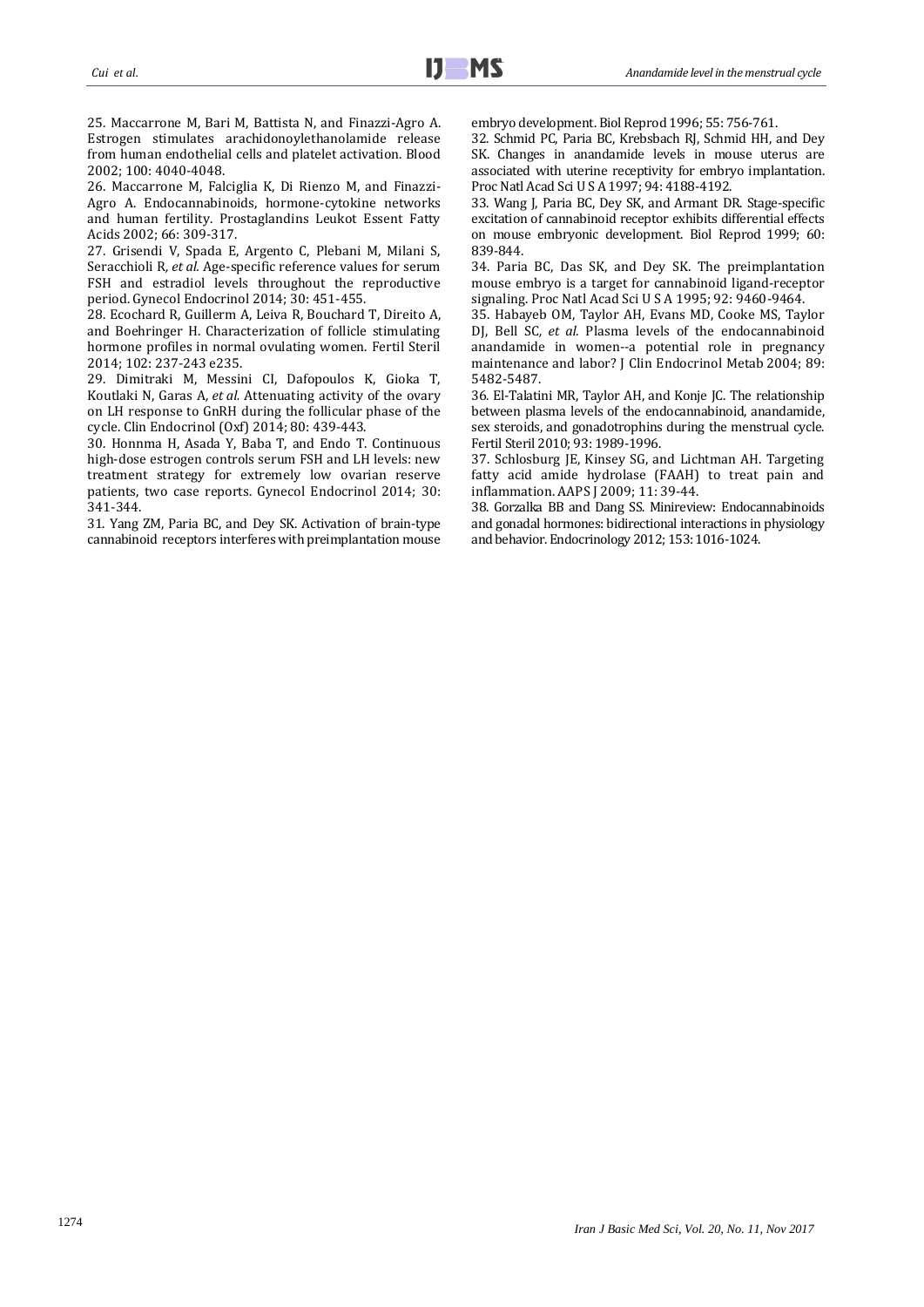25. Maccarrone M, Bari M, Battista N, and Finazzi-Agro A. Estrogen stimulates arachidonoylethanolamide release from human endothelial cells and platelet activation. Blood 2002; 100: 4040-4048.

26. Maccarrone M, Falciglia K, Di Rienzo M, and Finazzi-Agro A. Endocannabinoids, hormone-cytokine networks and human fertility. Prostaglandins Leukot Essent Fatty Acids 2002; 66: 309-317.

27. Grisendi V, Spada E, Argento C, Plebani M, Milani S, Seracchioli R, *et al.* Age-specific reference values for serum FSH and estradiol levels throughout the reproductive period. Gynecol Endocrinol 2014; 30: 451-455.

28. Ecochard R, Guillerm A, Leiva R, Bouchard T, Direito A, and Boehringer H. Characterization of follicle stimulating hormone profiles in normal ovulating women. Fertil Steril 2014; 102: 237-243 e235.

29. Dimitraki M, Messini CI, Dafopoulos K, Gioka T, Koutlaki N, Garas A, *et al.* Attenuating activity of the ovary on LH response to GnRH during the follicular phase of the cycle. Clin Endocrinol (Oxf) 2014; 80: 439-443.

30. Honnma H, Asada Y, Baba T, and Endo T. Continuous high-dose estrogen controls serum FSH and LH levels: new treatment strategy for extremely low ovarian reserve patients, two case reports. Gynecol Endocrinol 2014; 30: 341-344.

31. Yang ZM, Paria BC, and Dey SK. Activation of brain-type cannabinoid receptors interferes with preimplantation mouse embryo development. Biol Reprod 1996; 55: 756-761.

32. Schmid PC, Paria BC, Krebsbach RJ, Schmid HH, and Dey SK. Changes in anandamide levels in mouse uterus are associated with uterine receptivity for embryo implantation. Proc Natl Acad Sci U S A 1997; 94: 4188-4192.

33. Wang J, Paria BC, Dey SK, and Armant DR. Stage-specific excitation of cannabinoid receptor exhibits differential effects on mouse embryonic development. Biol Reprod 1999; 60: 839-844.

34. Paria BC, Das SK, and Dey SK. The preimplantation mouse embryo is a target for cannabinoid ligand-receptor signaling. Proc Natl Acad Sci U S A 1995; 92: 9460-9464.

35. Habayeb OM, Taylor AH, Evans MD, Cooke MS, Taylor DJ, Bell SC, *et al.* Plasma levels of the endocannabinoid anandamide in women--a potential role in pregnancy maintenance and labor? J Clin Endocrinol Metab 2004; 89: 5482-5487.

36. El-Talatini MR, Taylor AH, and Konje JC. The relationship between plasma levels of the endocannabinoid, anandamide, sex steroids, and gonadotrophins during the menstrual cycle. Fertil Steril 2010; 93: 1989-1996.

37. Schlosburg JE, Kinsey SG, and Lichtman AH. Targeting fatty acid amide hydrolase (FAAH) to treat pain and inflammation. AAPS J 2009; 11: 39-44.

38. Gorzalka BB and Dang SS. Minireview: Endocannabinoids and gonadal hormones: bidirectional interactions in physiology and behavior. Endocrinology 2012; 153: 1016-1024.